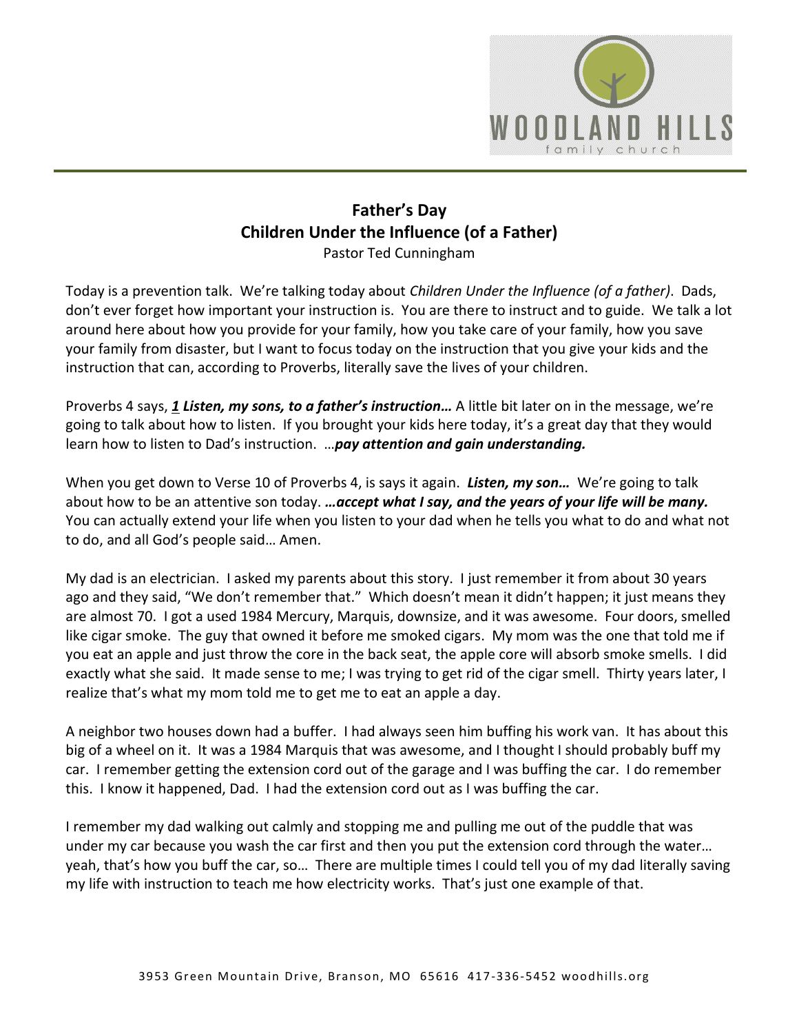# Father's Day
## Children Under the Influence (of a Father)
Pastor Ted Cunningham

Today is a prevention talk. We're talking today about *Children Under the Influence (of a father)*. Dads, don't ever forget how important your instruction is. You are there to instruct and to guide. We talk a lot around here about how you provide for your family, how you take care of your family, how you save your family from disaster, but I want to focus today on the instruction that you give your kids and the instruction that can, according to Proverbs, literally save the lives of your children.

Proverbs 4 says, ***1 Listen, my sons, to a father's instruction…*** A little bit later on in the message, we're going to talk about how to listen. If you brought your kids here today, it's a great day that they would learn how to listen to Dad's instruction. …***pay attention and gain understanding.***

When you get down to Verse 10 of Proverbs 4, is says it again. ***Listen, my son…*** We're going to talk about how to be an attentive son today. ***…accept what I say, and the years of your life will be many.*** You can actually extend your life when you listen to your dad when he tells you what to do and what not to do, and all God's people said… Amen.

My dad is an electrician. I asked my parents about this story. I just remember it from about 30 years ago and they said, "We don't remember that." Which doesn't mean it didn't happen; it just means they are almost 70. I got a used 1984 Mercury, Marquis, downsize, and it was awesome. Four doors, smelled like cigar smoke. The guy that owned it before me smoked cigars. My mom was the one that told me if you eat an apple and just throw the core in the back seat, the apple core will absorb smoke smells. I did exactly what she said. It made sense to me; I was trying to get rid of the cigar smell. Thirty years later, I realize that's what my mom told me to get me to eat an apple a day.

A neighbor two houses down had a buffer. I had always seen him buffing his work van. It has about this big of a wheel on it. It was a 1984 Marquis that was awesome, and I thought I should probably buff my car. I remember getting the extension cord out of the garage and I was buffing the car. I do remember this. I know it happened, Dad. I had the extension cord out as I was buffing the car.

I remember my dad walking out calmly and stopping me and pulling me out of the puddle that was under my car because you wash the car first and then you put the extension cord through the water… yeah, that's how you buff the car, so… There are multiple times I could tell you of my dad literally saving my life with instruction to teach me how electricity works. That's just one example of that.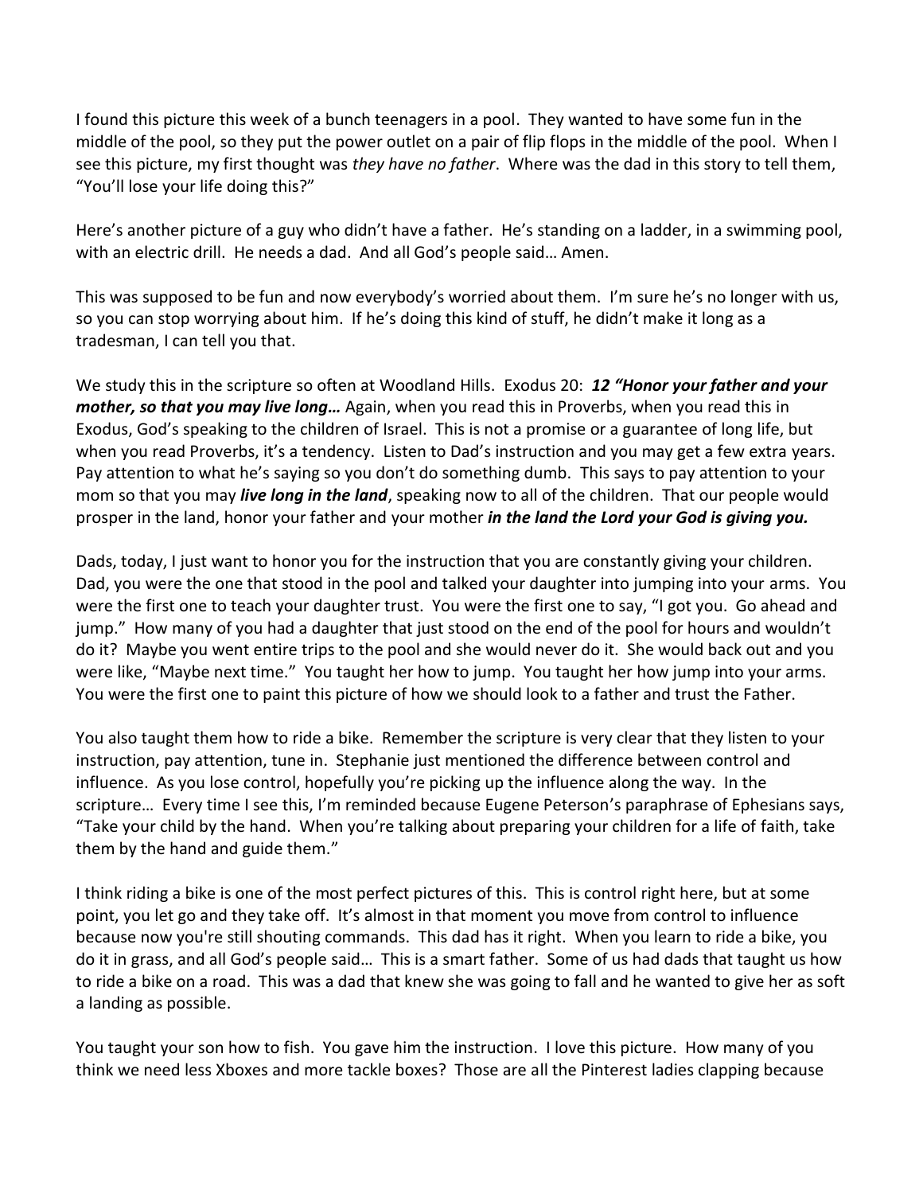I found this picture this week of a bunch teenagers in a pool. They wanted to have some fun in the middle of the pool, so they put the power outlet on a pair of flip flops in the middle of the pool. When I see this picture, my first thought was *they have no father*. Where was the dad in this story to tell them, "You'll lose your life doing this?"

Here's another picture of a guy who didn't have a father. He's standing on a ladder, in a swimming pool, with an electric drill. He needs a dad. And all God's people said… Amen.

This was supposed to be fun and now everybody's worried about them. I'm sure he's no longer with us, so you can stop worrying about him. If he's doing this kind of stuff, he didn't make it long as a tradesman, I can tell you that.

We study this in the scripture so often at Woodland Hills. Exodus 20: ***12 "Honor your father and your mother, so that you may live long…*** Again, when you read this in Proverbs, when you read this in Exodus, God's speaking to the children of Israel. This is not a promise or a guarantee of long life, but when you read Proverbs, it's a tendency. Listen to Dad's instruction and you may get a few extra years. Pay attention to what he's saying so you don't do something dumb. This says to pay attention to your mom so that you may ***live long in the land***, speaking now to all of the children. That our people would prosper in the land, honor your father and your mother ***in the land the Lord your God is giving you.***

Dads, today, I just want to honor you for the instruction that you are constantly giving your children. Dad, you were the one that stood in the pool and talked your daughter into jumping into your arms. You were the first one to teach your daughter trust. You were the first one to say, "I got you. Go ahead and jump." How many of you had a daughter that just stood on the end of the pool for hours and wouldn't do it? Maybe you went entire trips to the pool and she would never do it. She would back out and you were like, "Maybe next time." You taught her how to jump. You taught her how jump into your arms. You were the first one to paint this picture of how we should look to a father and trust the Father.

You also taught them how to ride a bike. Remember the scripture is very clear that they listen to your instruction, pay attention, tune in. Stephanie just mentioned the difference between control and influence. As you lose control, hopefully you're picking up the influence along the way. In the scripture… Every time I see this, I'm reminded because Eugene Peterson's paraphrase of Ephesians says, "Take your child by the hand. When you're talking about preparing your children for a life of faith, take them by the hand and guide them."

I think riding a bike is one of the most perfect pictures of this. This is control right here, but at some point, you let go and they take off. It's almost in that moment you move from control to influence because now you're still shouting commands. This dad has it right. When you learn to ride a bike, you do it in grass, and all God's people said… This is a smart father. Some of us had dads that taught us how to ride a bike on a road. This was a dad that knew she was going to fall and he wanted to give her as soft a landing as possible.

You taught your son how to fish. You gave him the instruction. I love this picture. How many of you think we need less Xboxes and more tackle boxes? Those are all the Pinterest ladies clapping because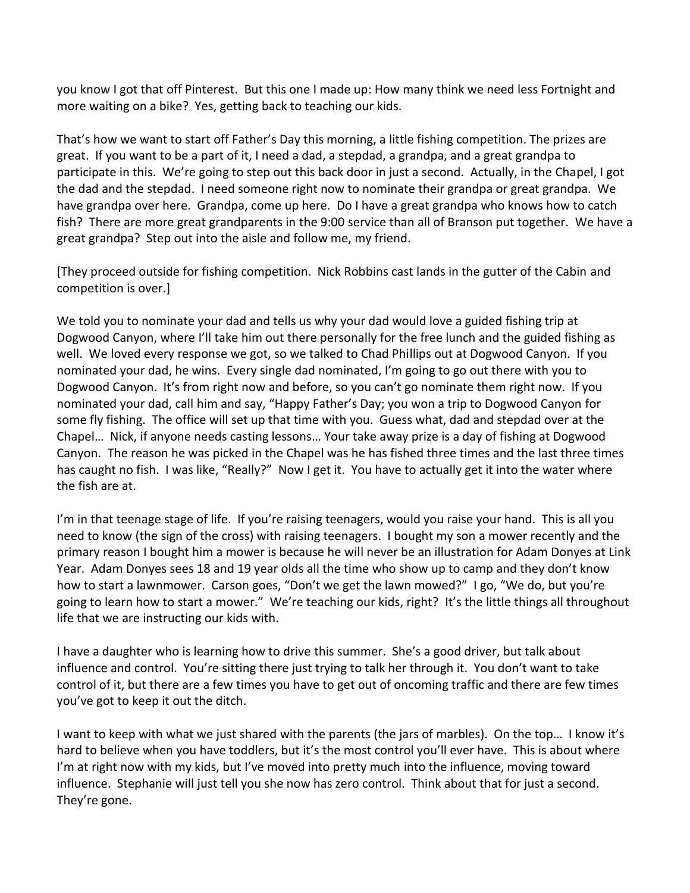you know I got that off Pinterest. But this one I made up: How many think we need less Fortnight and more waiting on a bike? Yes, getting back to teaching our kids.

That's how we want to start off Father's Day this morning, a little fishing competition. The prizes are great. If you want to be a part of it, I need a dad, a stepdad, a grandpa, and a great grandpa to participate in this. We're going to step out this back door in just a second. Actually, in the Chapel, I got the dad and the stepdad. I need someone right now to nominate their grandpa or great grandpa. We have grandpa over here. Grandpa, come up here. Do I have a great grandpa who knows how to catch fish? There are more great grandparents in the 9:00 service than all of Branson put together. We have a great grandpa? Step out into the aisle and follow me, my friend.

[They proceed outside for fishing competition. Nick Robbins cast lands in the gutter of the Cabin and competition is over.]

We told you to nominate your dad and tells us why your dad would love a guided fishing trip at Dogwood Canyon, where I'll take him out there personally for the free lunch and the guided fishing as well. We loved every response we got, so we talked to Chad Phillips out at Dogwood Canyon. If you nominated your dad, he wins. Every single dad nominated, I'm going to go out there with you to Dogwood Canyon. It's from right now and before, so you can't go nominate them right now. If you nominated your dad, call him and say, "Happy Father's Day; you won a trip to Dogwood Canyon for some fly fishing. The office will set up that time with you. Guess what, dad and stepdad over at the Chapel… Nick, if anyone needs casting lessons… Your take away prize is a day of fishing at Dogwood Canyon. The reason he was picked in the Chapel was he has fished three times and the last three times has caught no fish. I was like, "Really?" Now I get it. You have to actually get it into the water where the fish are at.

I'm in that teenage stage of life. If you're raising teenagers, would you raise your hand. This is all you need to know (the sign of the cross) with raising teenagers. I bought my son a mower recently and the primary reason I bought him a mower is because he will never be an illustration for Adam Donyes at Link Year. Adam Donyes sees 18 and 19 year olds all the time who show up to camp and they don't know how to start a lawnmower. Carson goes, "Don't we get the lawn mowed?" I go, "We do, but you're going to learn how to start a mower." We're teaching our kids, right? It's the little things all throughout life that we are instructing our kids with.

I have a daughter who is learning how to drive this summer. She's a good driver, but talk about influence and control. You're sitting there just trying to talk her through it. You don't want to take control of it, but there are a few times you have to get out of oncoming traffic and there are few times you've got to keep it out the ditch.

I want to keep with what we just shared with the parents (the jars of marbles). On the top… I know it's hard to believe when you have toddlers, but it's the most control you'll ever have. This is about where I'm at right now with my kids, but I've moved into pretty much into the influence, moving toward influence. Stephanie will just tell you she now has zero control. Think about that for just a second. They're gone.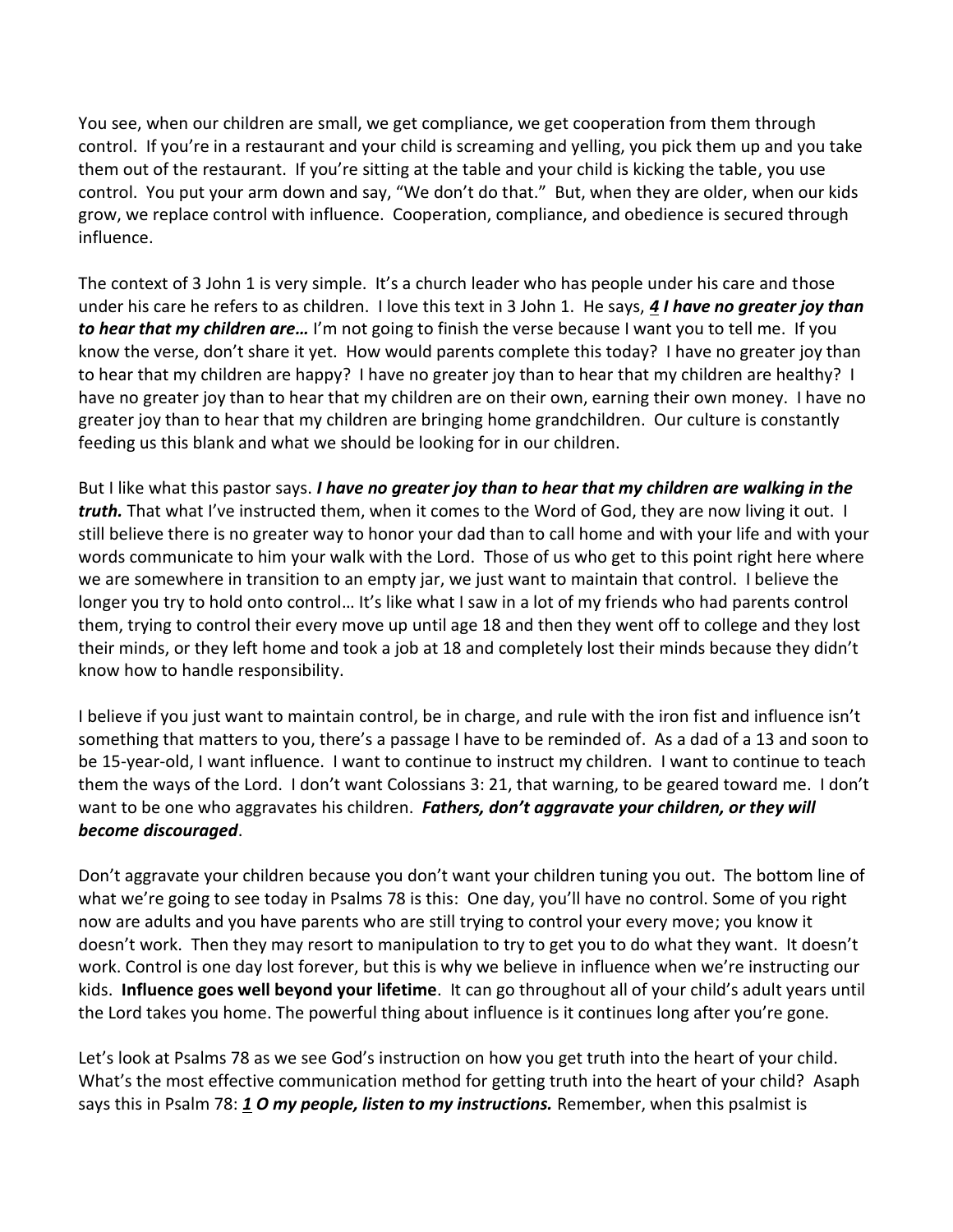You see, when our children are small, we get compliance, we get cooperation from them through control. If you're in a restaurant and your child is screaming and yelling, you pick them up and you take them out of the restaurant. If you're sitting at the table and your child is kicking the table, you use control. You put your arm down and say, "We don't do that." But, when they are older, when our kids grow, we replace control with influence. Cooperation, compliance, and obedience is secured through influence.

The context of 3 John 1 is very simple. It's a church leader who has people under his care and those under his care he refers to as children. I love this text in 3 John 1. He says, ***4 I have no greater joy than to hear that my children are…*** I'm not going to finish the verse because I want you to tell me. If you know the verse, don't share it yet. How would parents complete this today? I have no greater joy than to hear that my children are happy? I have no greater joy than to hear that my children are healthy? I have no greater joy than to hear that my children are on their own, earning their own money. I have no greater joy than to hear that my children are bringing home grandchildren. Our culture is constantly feeding us this blank and what we should be looking for in our children.

But I like what this pastor says. ***I have no greater joy than to hear that my children are walking in the truth.*** That what I've instructed them, when it comes to the Word of God, they are now living it out. I still believe there is no greater way to honor your dad than to call home and with your life and with your words communicate to him your walk with the Lord. Those of us who get to this point right here where we are somewhere in transition to an empty jar, we just want to maintain that control. I believe the longer you try to hold onto control… It's like what I saw in a lot of my friends who had parents control them, trying to control their every move up until age 18 and then they went off to college and they lost their minds, or they left home and took a job at 18 and completely lost their minds because they didn't know how to handle responsibility.

I believe if you just want to maintain control, be in charge, and rule with the iron fist and influence isn't something that matters to you, there's a passage I have to be reminded of. As a dad of a 13 and soon to be 15-year-old, I want influence. I want to continue to instruct my children. I want to continue to teach them the ways of the Lord. I don't want Colossians 3: 21, that warning, to be geared toward me. I don't want to be one who aggravates his children. ***Fathers, don't aggravate your children, or they will become discouraged***.

Don't aggravate your children because you don't want your children tuning you out. The bottom line of what we're going to see today in Psalms 78 is this: One day, you'll have no control. Some of you right now are adults and you have parents who are still trying to control your every move; you know it doesn't work. Then they may resort to manipulation to try to get you to do what they want. It doesn't work. Control is one day lost forever, but this is why we believe in influence when we're instructing our kids. **Influence goes well beyond your lifetime**. It can go throughout all of your child's adult years until the Lord takes you home. The powerful thing about influence is it continues long after you're gone.

Let's look at Psalms 78 as we see God's instruction on how you get truth into the heart of your child. What's the most effective communication method for getting truth into the heart of your child? Asaph says this in Psalm 78: ***1 O my people, listen to my instructions.*** Remember, when this psalmist is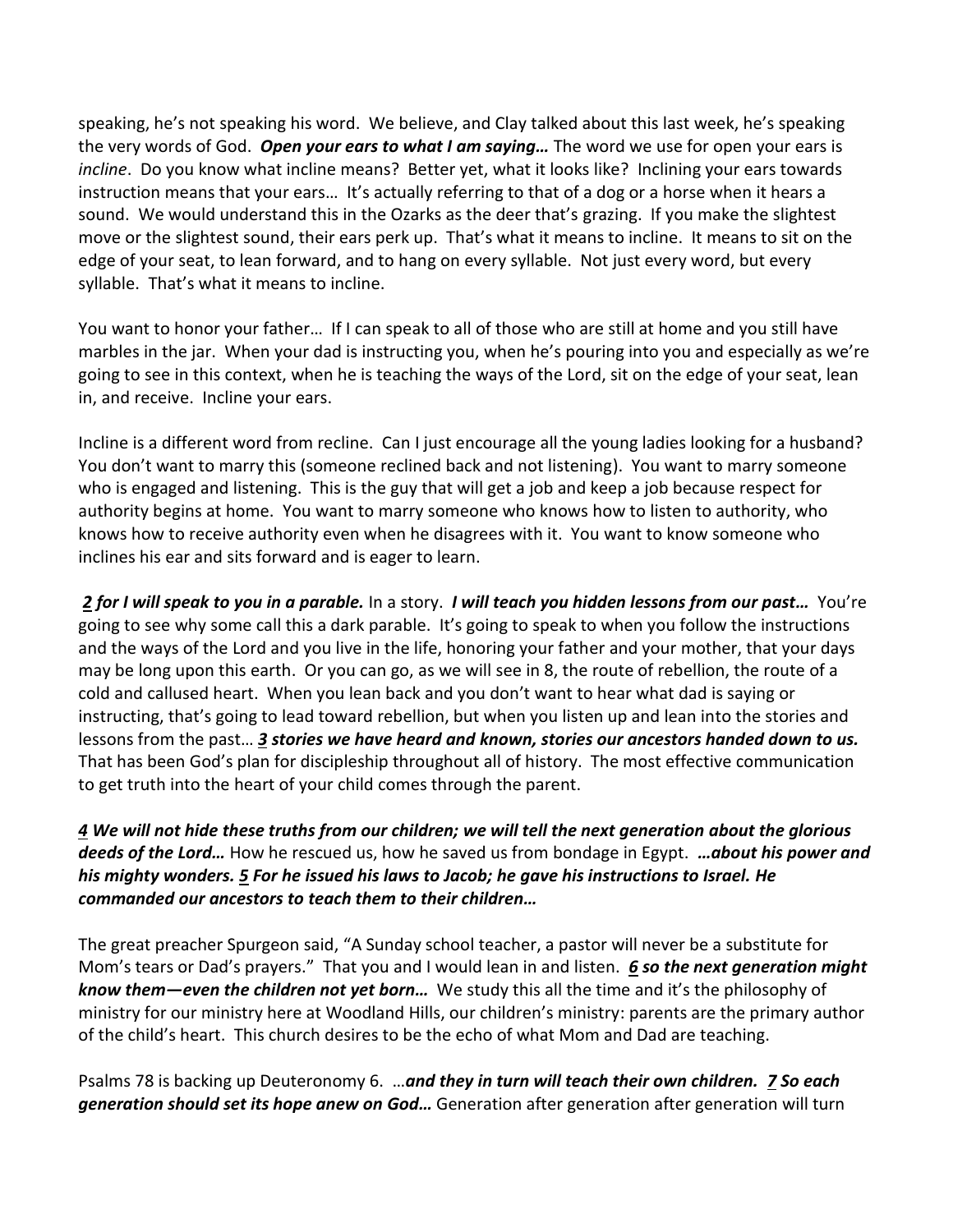speaking, he's not speaking his word. We believe, and Clay talked about this last week, he's speaking the very words of God. ***Open your ears to what I am saying…*** The word we use for open your ears is *incline*. Do you know what incline means? Better yet, what it looks like? Inclining your ears towards instruction means that your ears… It's actually referring to that of a dog or a horse when it hears a sound. We would understand this in the Ozarks as the deer that's grazing. If you make the slightest move or the slightest sound, their ears perk up. That's what it means to incline. It means to sit on the edge of your seat, to lean forward, and to hang on every syllable. Not just every word, but every syllable. That's what it means to incline.

You want to honor your father… If I can speak to all of those who are still at home and you still have marbles in the jar. When your dad is instructing you, when he's pouring into you and especially as we're going to see in this context, when he is teaching the ways of the Lord, sit on the edge of your seat, lean in, and receive. Incline your ears.

Incline is a different word from recline. Can I just encourage all the young ladies looking for a husband? You don't want to marry this (someone reclined back and not listening). You want to marry someone who is engaged and listening. This is the guy that will get a job and keep a job because respect for authority begins at home. You want to marry someone who knows how to listen to authority, who knows how to receive authority even when he disagrees with it. You want to know someone who inclines his ear and sits forward and is eager to learn.

***2 for I will speak to you in a parable.*** In a story. ***I will teach you hidden lessons from our past…*** You're going to see why some call this a dark parable. It's going to speak to when you follow the instructions and the ways of the Lord and you live in the life, honoring your father and your mother, that your days may be long upon this earth. Or you can go, as we will see in 8, the route of rebellion, the route of a cold and callused heart. When you lean back and you don't want to hear what dad is saying or instructing, that's going to lead toward rebellion, but when you listen up and lean into the stories and lessons from the past… ***3 stories we have heard and known, stories our ancestors handed down to us.*** That has been God's plan for discipleship throughout all of history. The most effective communication to get truth into the heart of your child comes through the parent.

***4 We will not hide these truths from our children; we will tell the next generation about the glorious deeds of the Lord…*** How he rescued us, how he saved us from bondage in Egypt. ***…about his power and his mighty wonders. 5 For he issued his laws to Jacob; he gave his instructions to Israel. He commanded our ancestors to teach them to their children…***

The great preacher Spurgeon said, "A Sunday school teacher, a pastor will never be a substitute for Mom's tears or Dad's prayers." That you and I would lean in and listen. ***6 so the next generation might know them—even the children not yet born…*** We study this all the time and it's the philosophy of ministry for our ministry here at Woodland Hills, our children's ministry: parents are the primary author of the child's heart. This church desires to be the echo of what Mom and Dad are teaching.

Psalms 78 is backing up Deuteronomy 6. …***and they in turn will teach their own children. 7 So each generation should set its hope anew on God…*** Generation after generation after generation will turn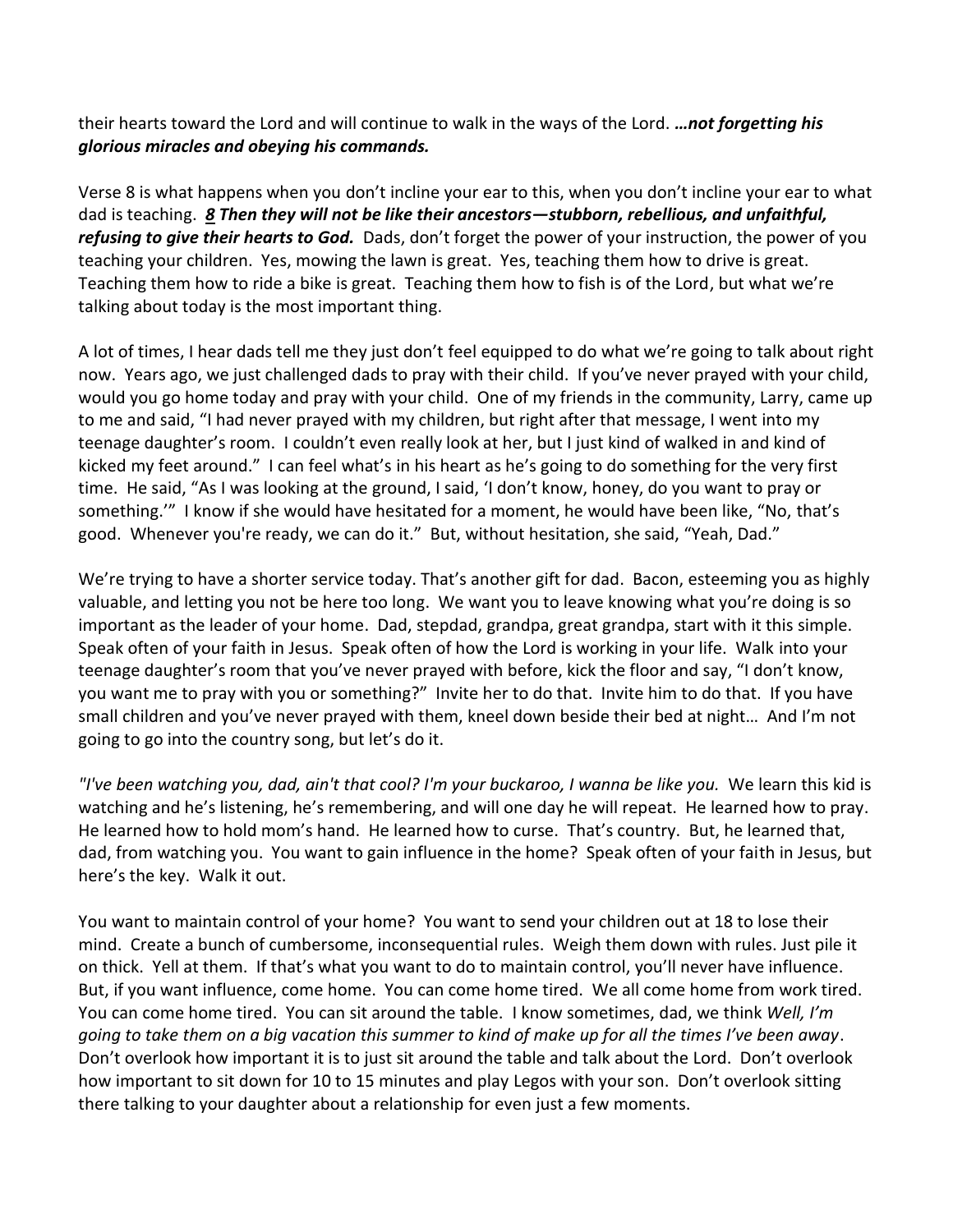their hearts toward the Lord and will continue to walk in the ways of the Lord. ***…not forgetting his glorious miracles and obeying his commands.***

Verse 8 is what happens when you don't incline your ear to this, when you don't incline your ear to what dad is teaching. ***8 Then they will not be like their ancestors—stubborn, rebellious, and unfaithful, refusing to give their hearts to God.*** Dads, don't forget the power of your instruction, the power of you teaching your children. Yes, mowing the lawn is great. Yes, teaching them how to drive is great. Teaching them how to ride a bike is great. Teaching them how to fish is of the Lord, but what we're talking about today is the most important thing.

A lot of times, I hear dads tell me they just don't feel equipped to do what we're going to talk about right now. Years ago, we just challenged dads to pray with their child. If you've never prayed with your child, would you go home today and pray with your child. One of my friends in the community, Larry, came up to me and said, "I had never prayed with my children, but right after that message, I went into my teenage daughter's room. I couldn't even really look at her, but I just kind of walked in and kind of kicked my feet around." I can feel what's in his heart as he's going to do something for the very first time. He said, "As I was looking at the ground, I said, 'I don't know, honey, do you want to pray or something.'" I know if she would have hesitated for a moment, he would have been like, "No, that's good. Whenever you're ready, we can do it." But, without hesitation, she said, "Yeah, Dad."

We're trying to have a shorter service today. That's another gift for dad. Bacon, esteeming you as highly valuable, and letting you not be here too long. We want you to leave knowing what you're doing is so important as the leader of your home. Dad, stepdad, grandpa, great grandpa, start with it this simple. Speak often of your faith in Jesus. Speak often of how the Lord is working in your life. Walk into your teenage daughter's room that you've never prayed with before, kick the floor and say, "I don't know, you want me to pray with you or something?" Invite her to do that. Invite him to do that. If you have small children and you've never prayed with them, kneel down beside their bed at night… And I'm not going to go into the country song, but let's do it.

*"I've been watching you, dad, ain't that cool? I'm your buckaroo, I wanna be like you.* We learn this kid is watching and he's listening, he's remembering, and will one day he will repeat. He learned how to pray. He learned how to hold mom's hand. He learned how to curse. That's country. But, he learned that, dad, from watching you. You want to gain influence in the home? Speak often of your faith in Jesus, but here's the key. Walk it out.

You want to maintain control of your home? You want to send your children out at 18 to lose their mind. Create a bunch of cumbersome, inconsequential rules. Weigh them down with rules. Just pile it on thick. Yell at them. If that's what you want to do to maintain control, you'll never have influence. But, if you want influence, come home. You can come home tired. We all come home from work tired. You can come home tired. You can sit around the table. I know sometimes, dad, we think *Well, I'm going to take them on a big vacation this summer to kind of make up for all the times I've been away*. Don't overlook how important it is to just sit around the table and talk about the Lord. Don't overlook how important to sit down for 10 to 15 minutes and play Legos with your son. Don't overlook sitting there talking to your daughter about a relationship for even just a few moments.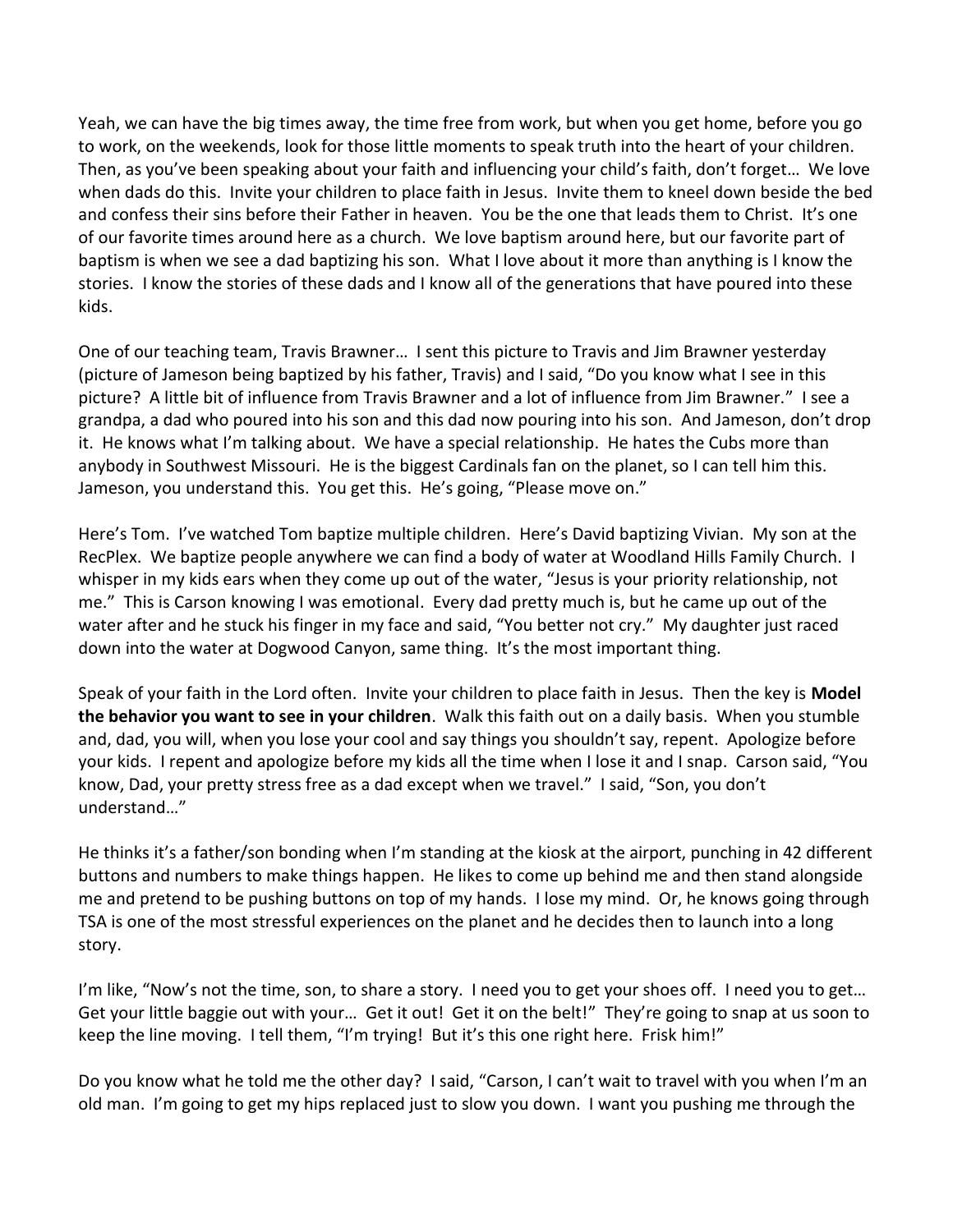Yeah, we can have the big times away, the time free from work, but when you get home, before you go to work, on the weekends, look for those little moments to speak truth into the heart of your children. Then, as you've been speaking about your faith and influencing your child's faith, don't forget… We love when dads do this. Invite your children to place faith in Jesus. Invite them to kneel down beside the bed and confess their sins before their Father in heaven. You be the one that leads them to Christ. It's one of our favorite times around here as a church. We love baptism around here, but our favorite part of baptism is when we see a dad baptizing his son. What I love about it more than anything is I know the stories. I know the stories of these dads and I know all of the generations that have poured into these kids.

One of our teaching team, Travis Brawner… I sent this picture to Travis and Jim Brawner yesterday (picture of Jameson being baptized by his father, Travis) and I said, "Do you know what I see in this picture? A little bit of influence from Travis Brawner and a lot of influence from Jim Brawner." I see a grandpa, a dad who poured into his son and this dad now pouring into his son. And Jameson, don't drop it. He knows what I'm talking about. We have a special relationship. He hates the Cubs more than anybody in Southwest Missouri. He is the biggest Cardinals fan on the planet, so I can tell him this. Jameson, you understand this. You get this. He's going, "Please move on."

Here's Tom. I've watched Tom baptize multiple children. Here's David baptizing Vivian. My son at the RecPlex. We baptize people anywhere we can find a body of water at Woodland Hills Family Church. I whisper in my kids ears when they come up out of the water, "Jesus is your priority relationship, not me." This is Carson knowing I was emotional. Every dad pretty much is, but he came up out of the water after and he stuck his finger in my face and said, "You better not cry." My daughter just raced down into the water at Dogwood Canyon, same thing. It's the most important thing.

Speak of your faith in the Lord often. Invite your children to place faith in Jesus. Then the key is **Model the behavior you want to see in your children**. Walk this faith out on a daily basis. When you stumble and, dad, you will, when you lose your cool and say things you shouldn't say, repent. Apologize before your kids. I repent and apologize before my kids all the time when I lose it and I snap. Carson said, "You know, Dad, your pretty stress free as a dad except when we travel." I said, "Son, you don't understand…"

He thinks it's a father/son bonding when I'm standing at the kiosk at the airport, punching in 42 different buttons and numbers to make things happen. He likes to come up behind me and then stand alongside me and pretend to be pushing buttons on top of my hands. I lose my mind. Or, he knows going through TSA is one of the most stressful experiences on the planet and he decides then to launch into a long story.

I'm like, "Now's not the time, son, to share a story. I need you to get your shoes off. I need you to get… Get your little baggie out with your… Get it out! Get it on the belt!" They're going to snap at us soon to keep the line moving. I tell them, "I'm trying! But it's this one right here. Frisk him!"

Do you know what he told me the other day? I said, "Carson, I can't wait to travel with you when I'm an old man. I'm going to get my hips replaced just to slow you down. I want you pushing me through the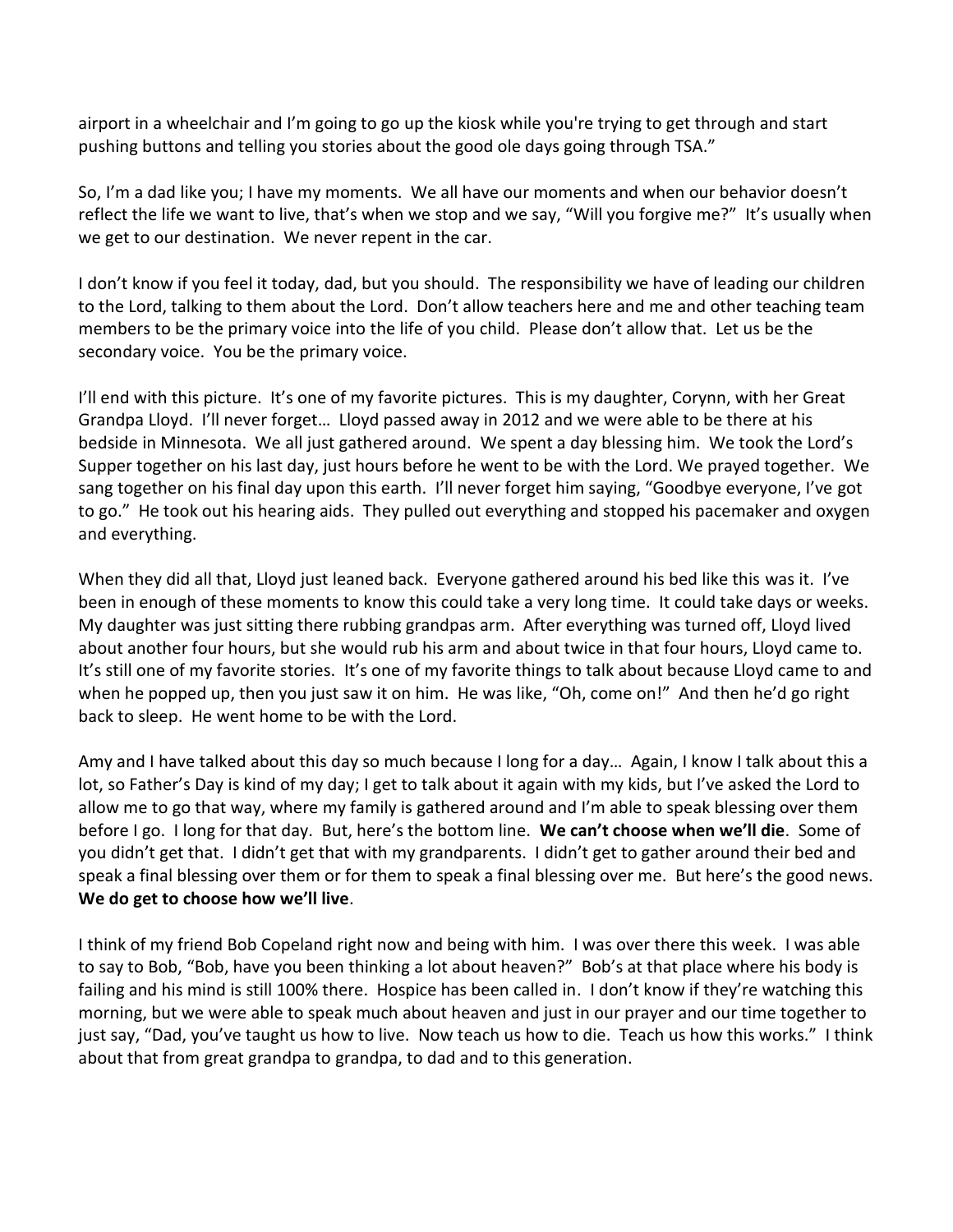airport in a wheelchair and I'm going to go up the kiosk while you're trying to get through and start pushing buttons and telling you stories about the good ole days going through TSA."

So, I'm a dad like you; I have my moments. We all have our moments and when our behavior doesn't reflect the life we want to live, that's when we stop and we say, "Will you forgive me?" It's usually when we get to our destination. We never repent in the car.

I don't know if you feel it today, dad, but you should. The responsibility we have of leading our children to the Lord, talking to them about the Lord. Don't allow teachers here and me and other teaching team members to be the primary voice into the life of you child. Please don't allow that. Let us be the secondary voice. You be the primary voice.

I'll end with this picture. It's one of my favorite pictures. This is my daughter, Corynn, with her Great Grandpa Lloyd. I'll never forget… Lloyd passed away in 2012 and we were able to be there at his bedside in Minnesota. We all just gathered around. We spent a day blessing him. We took the Lord's Supper together on his last day, just hours before he went to be with the Lord. We prayed together. We sang together on his final day upon this earth. I'll never forget him saying, "Goodbye everyone, I've got to go." He took out his hearing aids. They pulled out everything and stopped his pacemaker and oxygen and everything.

When they did all that, Lloyd just leaned back. Everyone gathered around his bed like this was it. I've been in enough of these moments to know this could take a very long time. It could take days or weeks. My daughter was just sitting there rubbing grandpas arm. After everything was turned off, Lloyd lived about another four hours, but she would rub his arm and about twice in that four hours, Lloyd came to. It's still one of my favorite stories. It's one of my favorite things to talk about because Lloyd came to and when he popped up, then you just saw it on him. He was like, "Oh, come on!" And then he'd go right back to sleep. He went home to be with the Lord.

Amy and I have talked about this day so much because I long for a day… Again, I know I talk about this a lot, so Father's Day is kind of my day; I get to talk about it again with my kids, but I've asked the Lord to allow me to go that way, where my family is gathered around and I'm able to speak blessing over them before I go. I long for that day. But, here's the bottom line. **We can't choose when we'll die**. Some of you didn't get that. I didn't get that with my grandparents. I didn't get to gather around their bed and speak a final blessing over them or for them to speak a final blessing over me. But here's the good news. **We do get to choose how we'll live**.

I think of my friend Bob Copeland right now and being with him. I was over there this week. I was able to say to Bob, "Bob, have you been thinking a lot about heaven?" Bob's at that place where his body is failing and his mind is still 100% there. Hospice has been called in. I don't know if they're watching this morning, but we were able to speak much about heaven and just in our prayer and our time together to just say, "Dad, you've taught us how to live. Now teach us how to die. Teach us how this works." I think about that from great grandpa to grandpa, to dad and to this generation.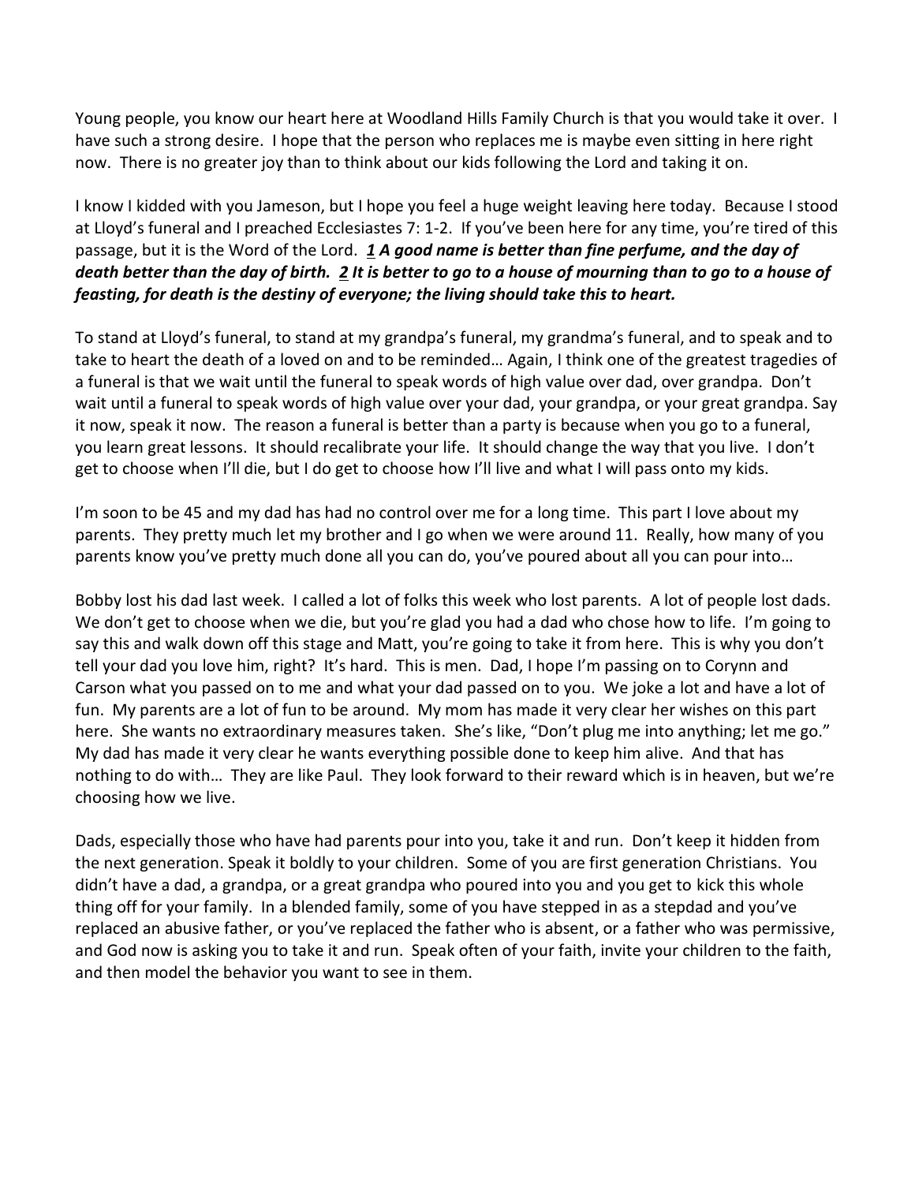Young people, you know our heart here at Woodland Hills Family Church is that you would take it over. I have such a strong desire. I hope that the person who replaces me is maybe even sitting in here right now. There is no greater joy than to think about our kids following the Lord and taking it on.

I know I kidded with you Jameson, but I hope you feel a huge weight leaving here today. Because I stood at Lloyd's funeral and I preached Ecclesiastes 7: 1-2. If you've been here for any time, you're tired of this passage, but it is the Word of the Lord. ***1 A good name is better than fine perfume, and the day of death better than the day of birth. 2 It is better to go to a house of mourning than to go to a house of feasting, for death is the destiny of everyone; the living should take this to heart.***

To stand at Lloyd's funeral, to stand at my grandpa's funeral, my grandma's funeral, and to speak and to take to heart the death of a loved on and to be reminded… Again, I think one of the greatest tragedies of a funeral is that we wait until the funeral to speak words of high value over dad, over grandpa. Don't wait until a funeral to speak words of high value over your dad, your grandpa, or your great grandpa. Say it now, speak it now. The reason a funeral is better than a party is because when you go to a funeral, you learn great lessons. It should recalibrate your life. It should change the way that you live. I don't get to choose when I'll die, but I do get to choose how I'll live and what I will pass onto my kids.

I'm soon to be 45 and my dad has had no control over me for a long time. This part I love about my parents. They pretty much let my brother and I go when we were around 11. Really, how many of you parents know you've pretty much done all you can do, you've poured about all you can pour into…

Bobby lost his dad last week. I called a lot of folks this week who lost parents. A lot of people lost dads. We don't get to choose when we die, but you're glad you had a dad who chose how to life. I'm going to say this and walk down off this stage and Matt, you're going to take it from here. This is why you don't tell your dad you love him, right? It's hard. This is men. Dad, I hope I'm passing on to Corynn and Carson what you passed on to me and what your dad passed on to you. We joke a lot and have a lot of fun. My parents are a lot of fun to be around. My mom has made it very clear her wishes on this part here. She wants no extraordinary measures taken. She's like, "Don't plug me into anything; let me go." My dad has made it very clear he wants everything possible done to keep him alive. And that has nothing to do with… They are like Paul. They look forward to their reward which is in heaven, but we're choosing how we live.

Dads, especially those who have had parents pour into you, take it and run. Don't keep it hidden from the next generation. Speak it boldly to your children. Some of you are first generation Christians. You didn't have a dad, a grandpa, or a great grandpa who poured into you and you get to kick this whole thing off for your family. In a blended family, some of you have stepped in as a stepdad and you've replaced an abusive father, or you've replaced the father who is absent, or a father who was permissive, and God now is asking you to take it and run. Speak often of your faith, invite your children to the faith, and then model the behavior you want to see in them.